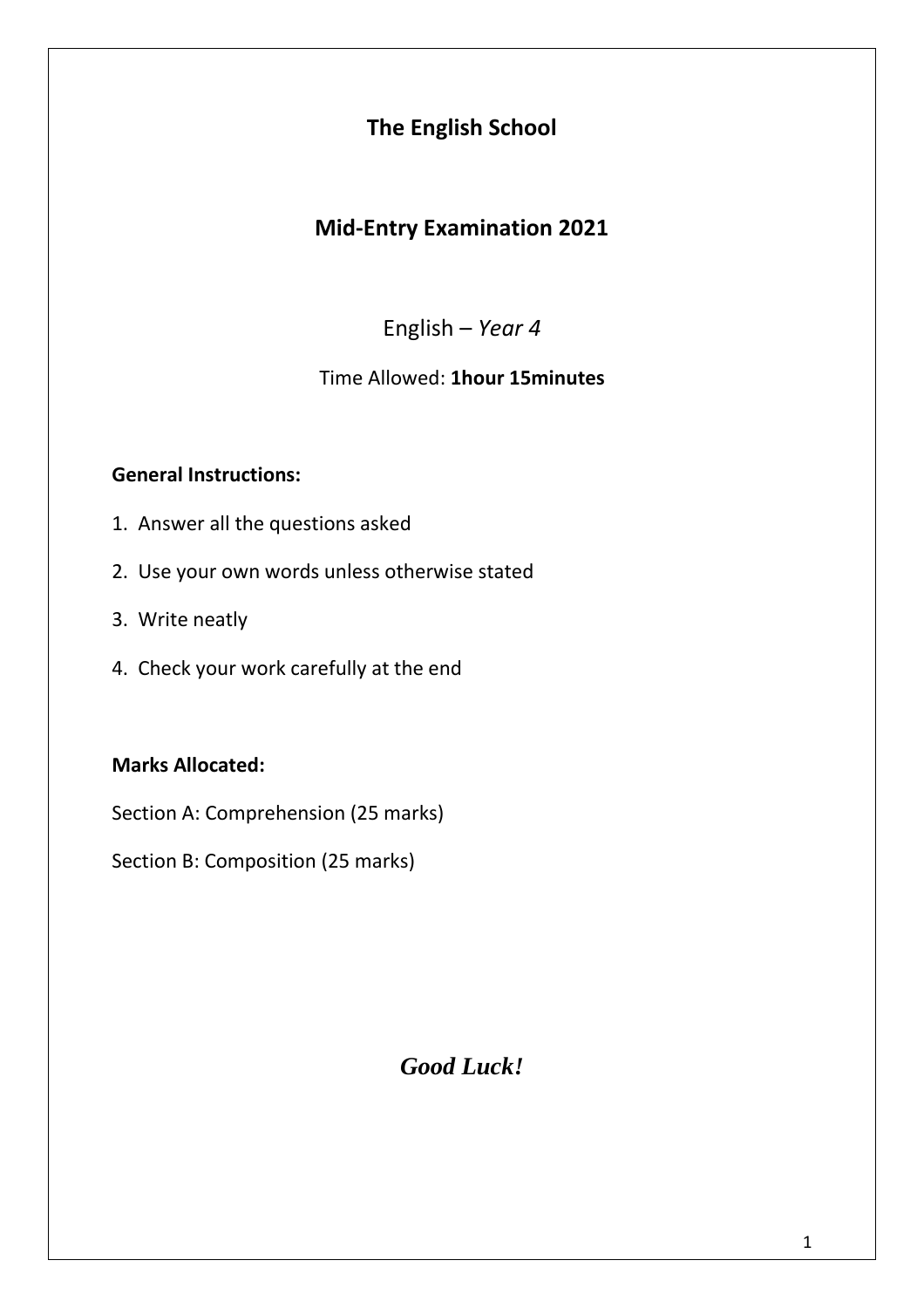# The English School

## Mid-Entry Examination 2021

English – *Year 4*

Time Allowed: **1hour 15minutes**

**General Instructions:**

1. Answer all the questions asked
2. Use your own words unless otherwise stated
3. Write neatly
4. Check your work carefully at the end

**Marks Allocated:**

Section A: Comprehension (25 marks)

Section B: Composition (25 marks)

***Good Luck!***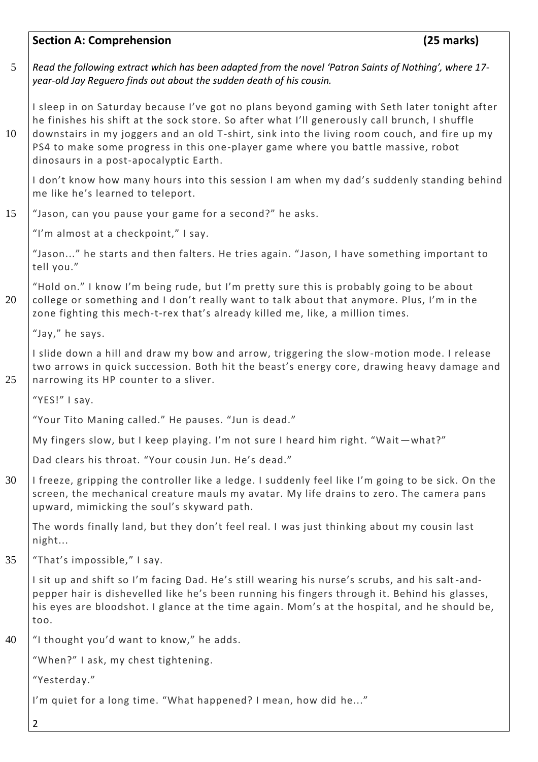## Section A: Comprehension (25 marks)

*Read the following extract which has been adapted from the novel 'Patron Saints of Nothing', where 17-year-old Jay Reguero finds out about the sudden death of his cousin.*

I sleep in on Saturday because I've got no plans beyond gaming with Seth later tonight after he finishes his shift at the sock store. So after what I'll generously call brunch, I shuffle downstairs in my joggers and an old T-shirt, sink into the living room couch, and fire up my PS4 to make some progress in this one-player game where you battle massive, robot dinosaurs in a post-apocalyptic Earth.

I don't know how many hours into this session I am when my dad's suddenly standing behind me like he's learned to teleport.

"Jason, can you pause your game for a second?" he asks.

"I'm almost at a checkpoint," I say.

"Jason..." he starts and then falters. He tries again. "Jason, I have something important to tell you."

"Hold on." I know I'm being rude, but I'm pretty sure this is probably going to be about college or something and I don't really want to talk about that anymore. Plus, I'm in the zone fighting this mech-t-rex that's already killed me, like, a million times.

"Jay," he says.

I slide down a hill and draw my bow and arrow, triggering the slow-motion mode. I release two arrows in quick succession. Both hit the beast's energy core, drawing heavy damage and narrowing its HP counter to a sliver.

"YES!" I say.

"Your Tito Maning called." He pauses. "Jun is dead."

My fingers slow, but I keep playing. I'm not sure I heard him right. "Wait—what?"

Dad clears his throat. "Your cousin Jun. He's dead."

I freeze, gripping the controller like a ledge. I suddenly feel like I'm going to be sick. On the screen, the mechanical creature mauls my avatar. My life drains to zero. The camera pans upward, mimicking the soul's skyward path.

The words finally land, but they don't feel real. I was just thinking about my cousin last night...

"That's impossible," I say.

I sit up and shift so I'm facing Dad. He's still wearing his nurse's scrubs, and his salt-and-pepper hair is dishevelled like he's been running his fingers through it. Behind his glasses, his eyes are bloodshot. I glance at the time again. Mom's at the hospital, and he should be, too.

"I thought you'd want to know," he adds.

"When?" I ask, my chest tightening.

"Yesterday."

I'm quiet for a long time. "What happened? I mean, how did he..."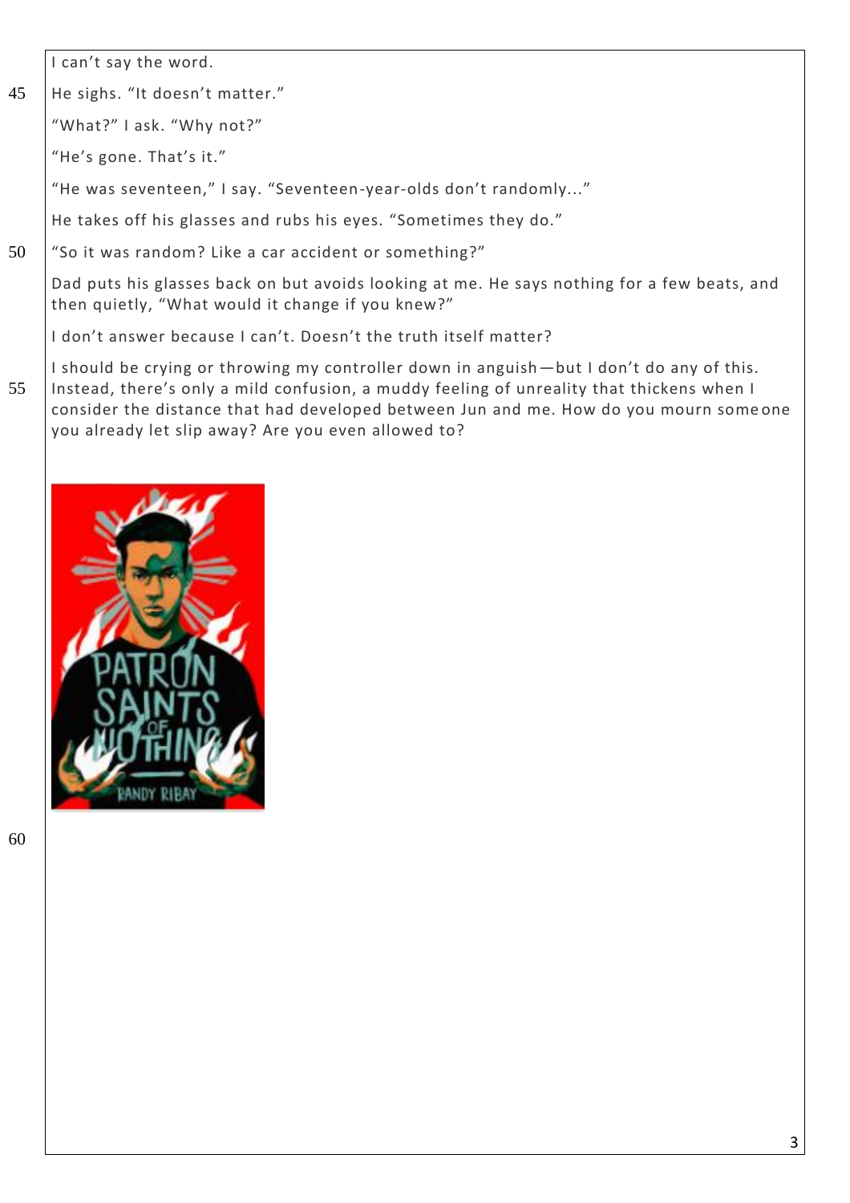I can't say the word.

He sighs. "It doesn't matter."

"What?" I ask. "Why not?"

"He's gone. That's it."

"He was seventeen," I say. "Seventeen-year-olds don't randomly..."

He takes off his glasses and rubs his eyes. "Sometimes they do."

"So it was random? Like a car accident or something?"

Dad puts his glasses back on but avoids looking at me. He says nothing for a few beats, and then quietly, "What would it change if you knew?"

I don't answer because I can't. Doesn't the truth itself matter?

I should be crying or throwing my controller down in anguish—but I don't do any of this. Instead, there's only a mild confusion, a muddy feeling of unreality that thickens when I consider the distance that had developed between Jun and me. How do you mourn someone you already let slip away? Are you even allowed to?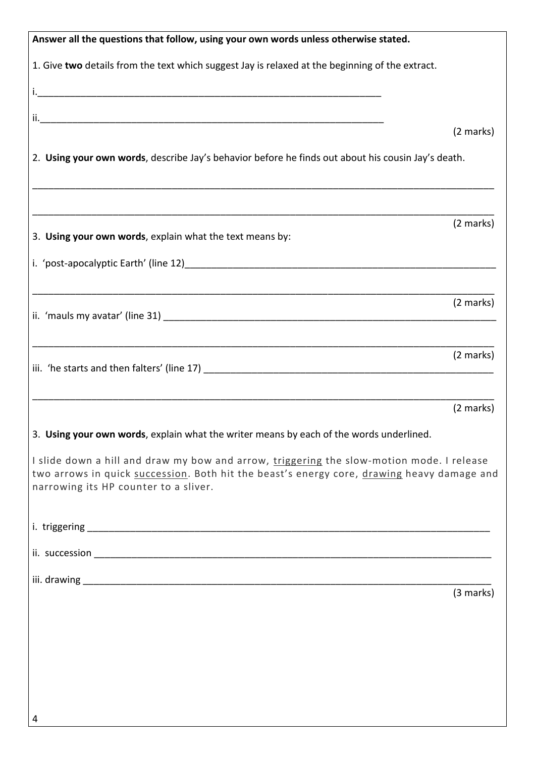**Answer all the questions that follow, using your own words unless otherwise stated.**

1. Give **two** details from the text which suggest Jay is relaxed at the beginning of the extract.

i.________________________________________________________________

ii.________________________________________________________________

(2 marks)

2. **Using your own words**, describe Jay's behavior before he finds out about his cousin Jay's death.

________________________________________________________________________________

________________________________________________________________________________

(2 marks)

3. **Using your own words**, explain what the text means by:

i. 'post-apocalyptic Earth' (line 12)____________________________________________________

________________________________________________________________________________

(2 marks)

ii. 'mauls my avatar' (line 31) ______________________________________________________

________________________________________________________________________________

(2 marks)

iii. 'he starts and then falters' (line 17) ______________________________________________

________________________________________________________________________________

(2 marks)

3. **Using your own words**, explain what the writer means by each of the words underlined.

I slide down a hill and draw my bow and arrow, <u>triggering</u> the slow-motion mode. I release two arrows in quick <u>succession</u>. Both hit the beast's energy core, <u>drawing</u> heavy damage and narrowing its HP counter to a sliver.

i. triggering ____________________________________________________________________

ii. succession ___________________________________________________________________

iii. drawing ____________________________________________________________________

(3 marks)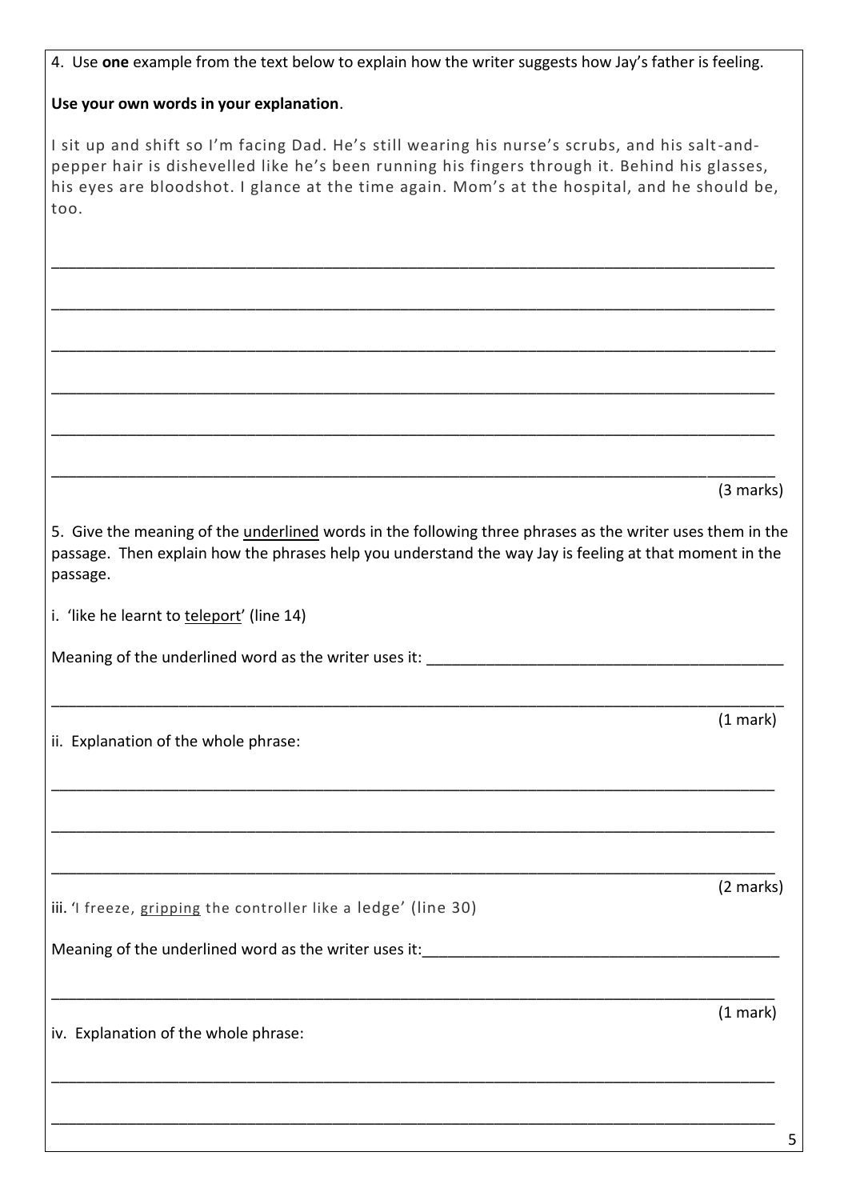4. Use **one** example from the text below to explain how the writer suggests how Jay's father is feeling.

**Use your own words in your explanation**.

I sit up and shift so I'm facing Dad. He's still wearing his nurse's scrubs, and his salt-and-pepper hair is dishevelled like he's been running his fingers through it. Behind his glasses, his eyes are bloodshot. I glance at the time again. Mom's at the hospital, and he should be, too.

___________________________________________________________________________

___________________________________________________________________________

___________________________________________________________________________

___________________________________________________________________________

___________________________________________________________________________

___________________________________________________________________________

(3 marks)

5. Give the meaning of the <u>underlined</u> words in the following three phrases as the writer uses them in the passage. Then explain how the phrases help you understand the way Jay is feeling at that moment in the passage.

i. 'like he learnt to <u>teleport</u>' (line 14)

Meaning of the underlined word as the writer uses it: ___________________________________________

___________________________________________________________________________

(1 mark)

ii. Explanation of the whole phrase:

___________________________________________________________________________

___________________________________________________________________________

___________________________________________________________________________

(2 marks)

iii. 'I freeze, <u>gripping</u> the controller like a ledge' (line 30)

Meaning of the underlined word as the writer uses it: ___________________________________________

___________________________________________________________________________

(1 mark)

iv. Explanation of the whole phrase:

___________________________________________________________________________

___________________________________________________________________________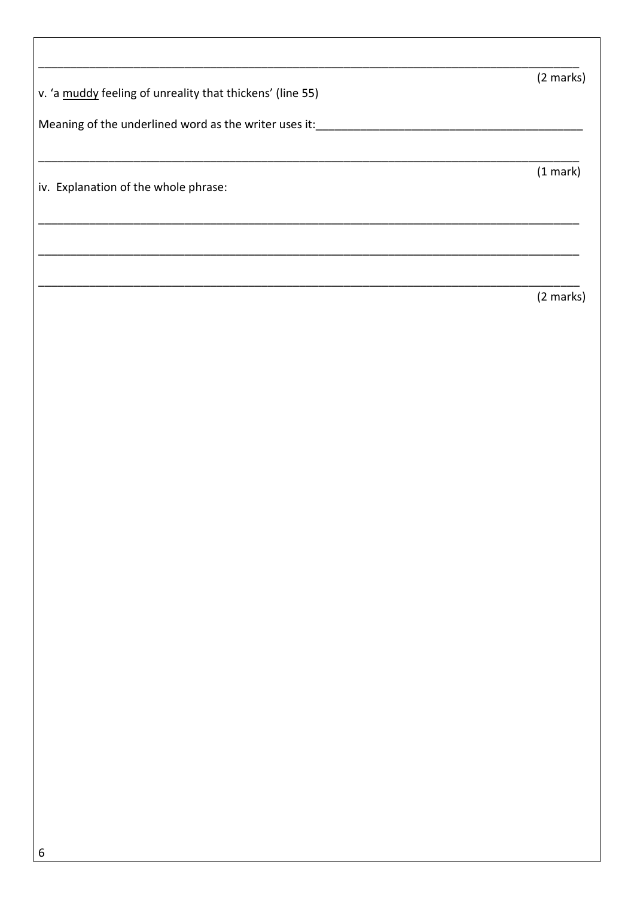_______________________________________________________________________________________

(2 marks)

v. ‘a <u>muddy</u> feeling of unreality that thickens’ (line 55)

Meaning of the underlined word as the writer uses it:_________________________________________

_______________________________________________________________________________________

(1 mark)

iv. Explanation of the whole phrase:

_______________________________________________________________________________________

_______________________________________________________________________________________

_______________________________________________________________________________________

(2 marks)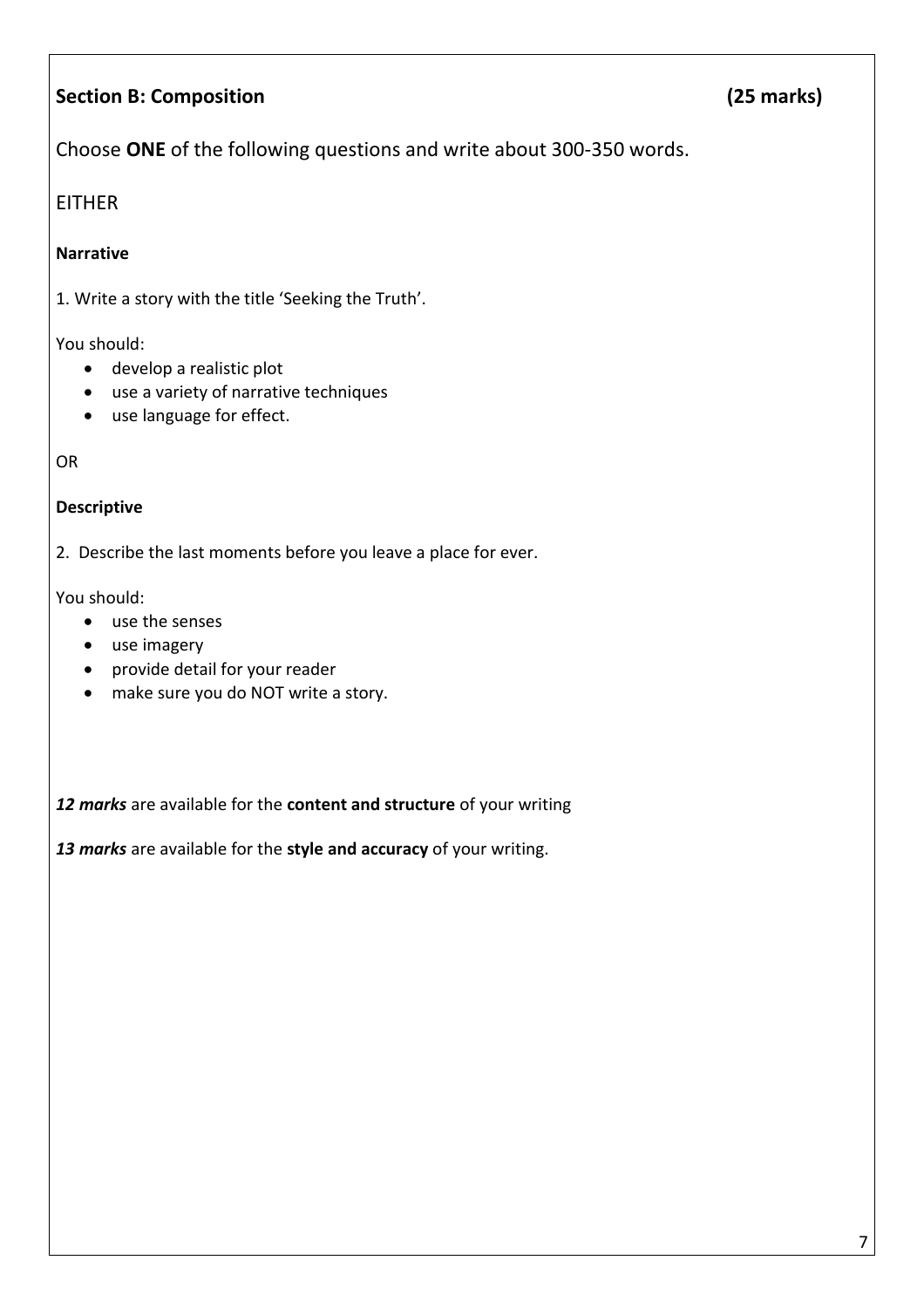## Section B: Composition (25 marks)

Choose **ONE** of the following questions and write about 300-350 words.

EITHER

**Narrative**

1. Write a story with the title 'Seeking the Truth'.

You should:

- develop a realistic plot
- use a variety of narrative techniques
- use language for effect.

OR

**Descriptive**

2. Describe the last moments before you leave a place for ever.

You should:

- use the senses
- use imagery
- provide detail for your reader
- make sure you do NOT write a story.

***12 marks*** are available for the **content and structure** of your writing

***13 marks*** are available for the **style and accuracy** of your writing.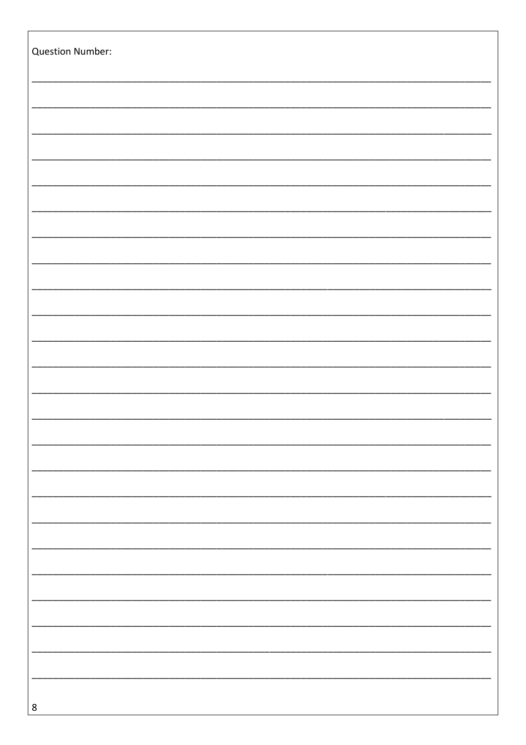Question Number: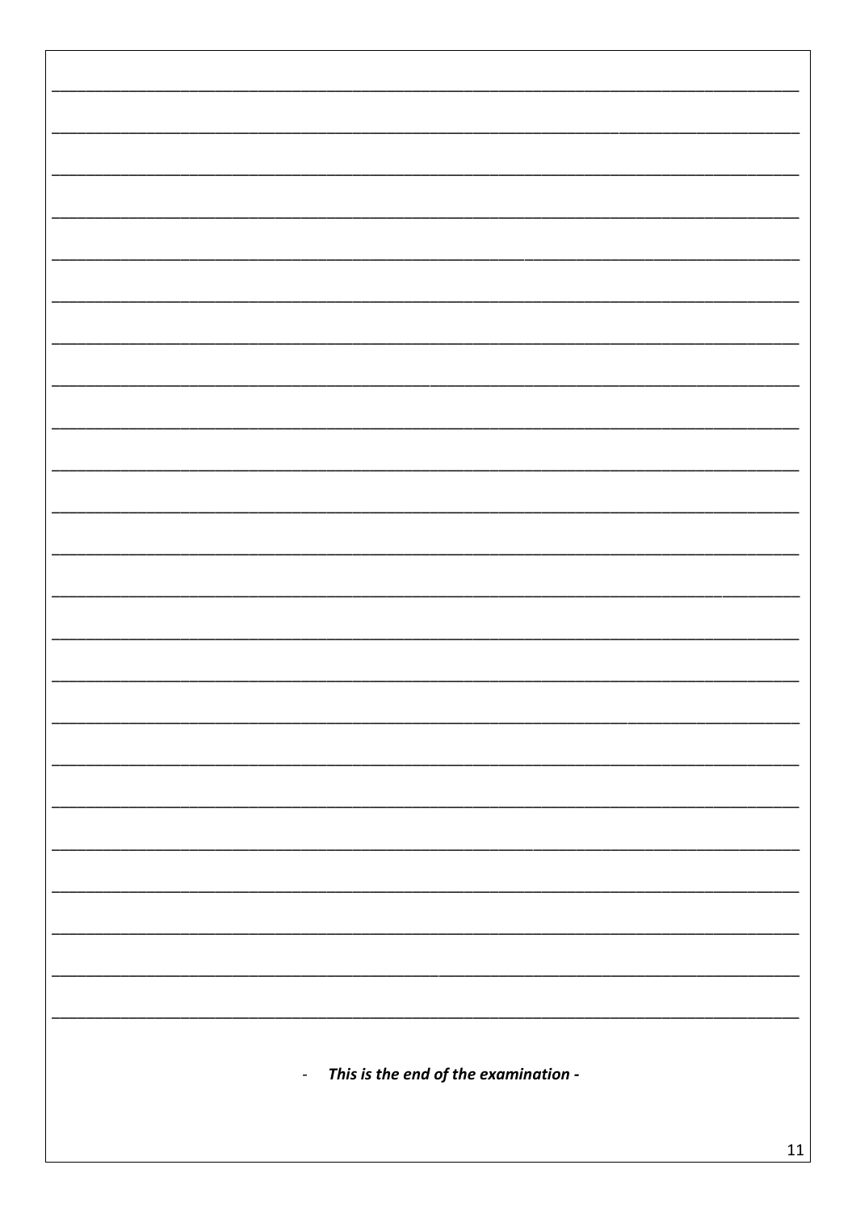- *This is the end of the examination* -